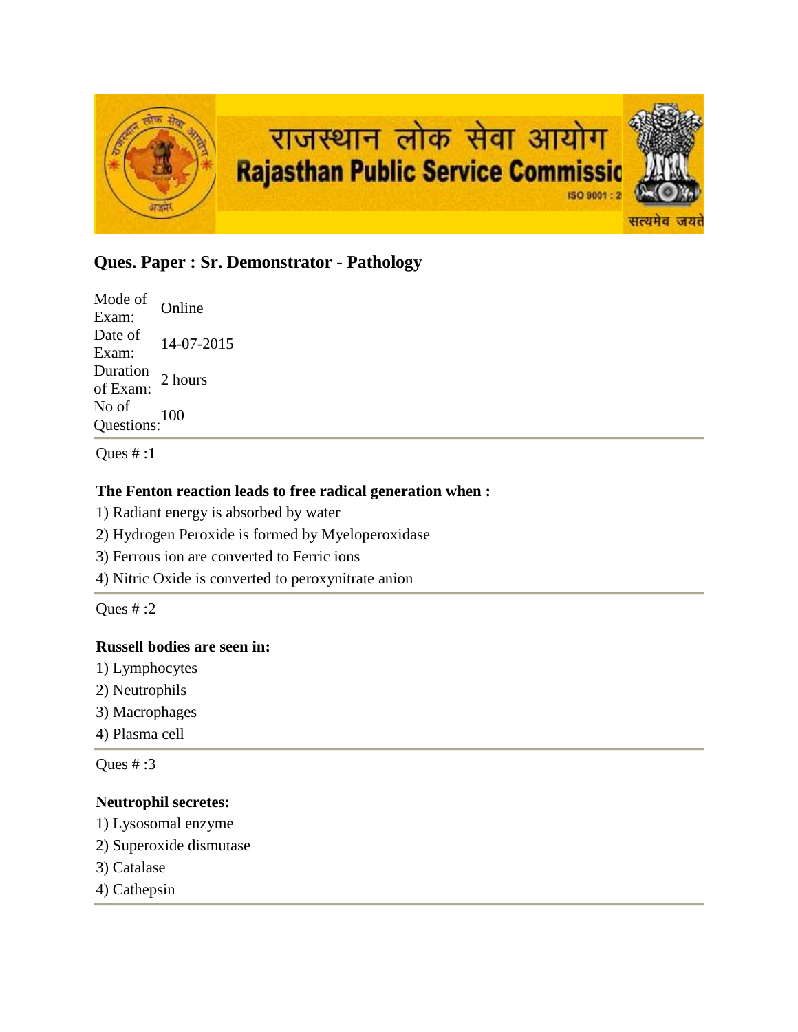राजस्थान लोक सेवा आयोग
Rajasthan Public Service Commissio

## Ques. Paper : Sr. Demonstrator - Pathology

| | |
|---|---|
| Mode of Exam: | Online |
| Date of Exam: | 14-07-2015 |
| Duration of Exam: | 2 hours |
| No of Questions: | 100 |

Ques # :1

**The Fenton reaction leads to free radical generation when :**

1) Radiant energy is absorbed by water
2) Hydrogen Peroxide is formed by Myeloperoxidase
3) Ferrous ion are converted to Ferric ions
4) Nitric Oxide is converted to peroxynitrate anion

Ques # :2

**Russell bodies are seen in:**

1) Lymphocytes
2) Neutrophils
3) Macrophages
4) Plasma cell

Ques # :3

**Neutrophil secretes:**

1) Lysosomal enzyme
2) Superoxide dismutase
3) Catalase
4) Cathepsin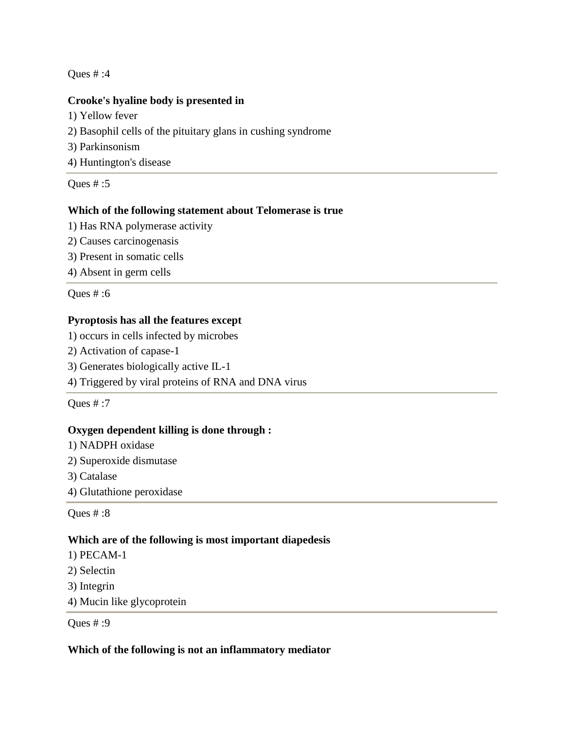Ques # :4

**Crooke's hyaline body is presented in**

1) Yellow fever
2) Basophil cells of the pituitary glans in cushing syndrome
3) Parkinsonism
4) Huntington's disease

---

Ques # :5

**Which of the following statement about Telomerase is true**

1) Has RNA polymerase activity
2) Causes carcinogenasis
3) Present in somatic cells
4) Absent in germ cells

---

Ques # :6

**Pyroptosis has all the features except**

1) occurs in cells infected by microbes
2) Activation of capase-1
3) Generates biologically active IL-1
4) Triggered by viral proteins of RNA and DNA virus

---

Ques # :7

**Oxygen dependent killing is done through :**

1) NADPH oxidase
2) Superoxide dismutase
3) Catalase
4) Glutathione peroxidase

---

Ques # :8

**Which are of the following is most important diapedesis**

1) PECAM-1
2) Selectin
3) Integrin
4) Mucin like glycoprotein

---

Ques # :9

**Which of the following is not an inflammatory mediator**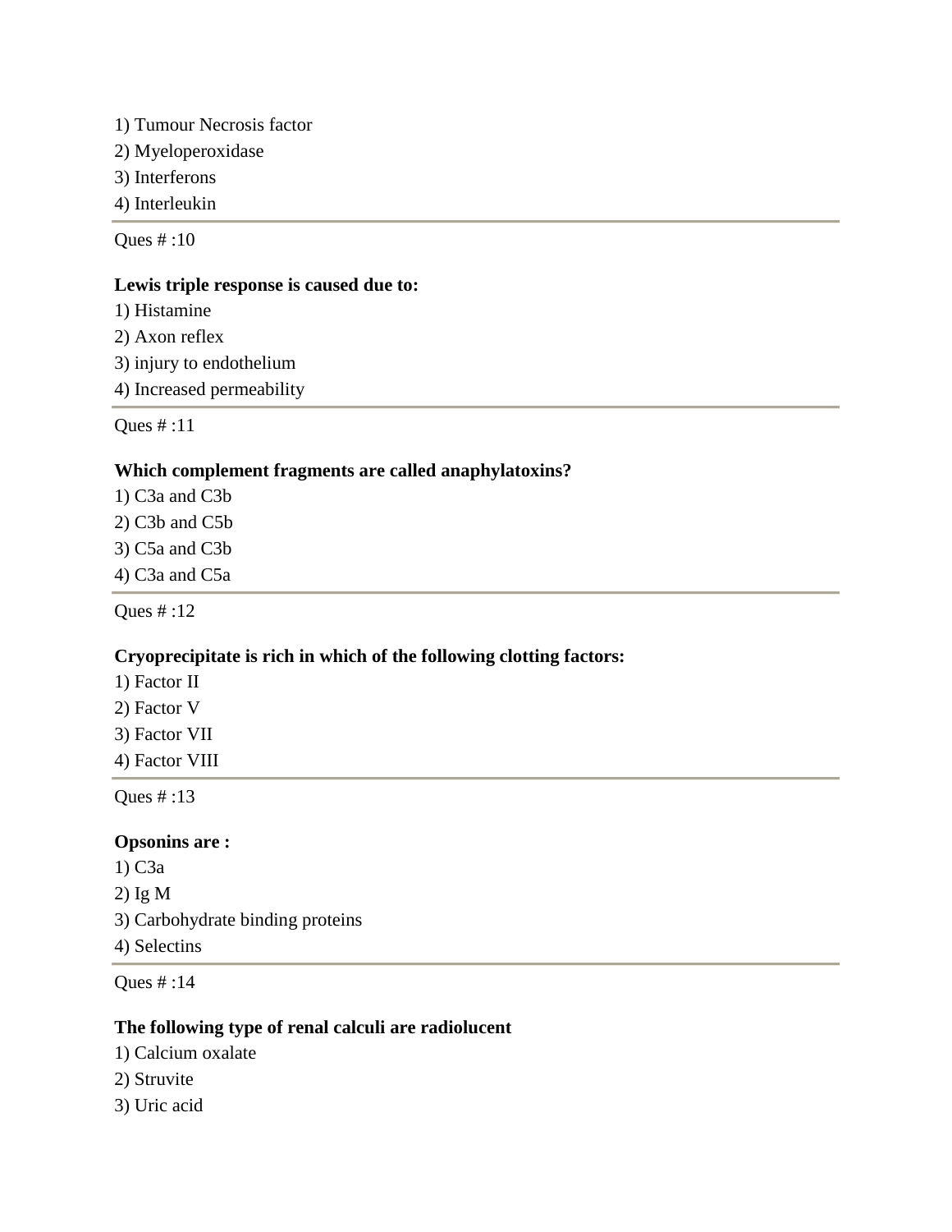1) Tumour Necrosis factor
2) Myeloperoxidase
3) Interferons
4) Interleukin

---

Ques # :10

**Lewis triple response is caused due to:**

1) Histamine
2) Axon reflex
3) injury to endothelium
4) Increased permeability

---

Ques # :11

**Which complement fragments are called anaphylatoxins?**

1) C3a and C3b
2) C3b and C5b
3) C5a and C3b
4) C3a and C5a

---

Ques # :12

**Cryoprecipitate is rich in which of the following clotting factors:**

1) Factor II
2) Factor V
3) Factor VII
4) Factor VIII

---

Ques # :13

**Opsonins are :**

1) C3a
2) Ig M
3) Carbohydrate binding proteins
4) Selectins

---

Ques # :14

**The following type of renal calculi are radiolucent**

1) Calcium oxalate
2) Struvite
3) Uric acid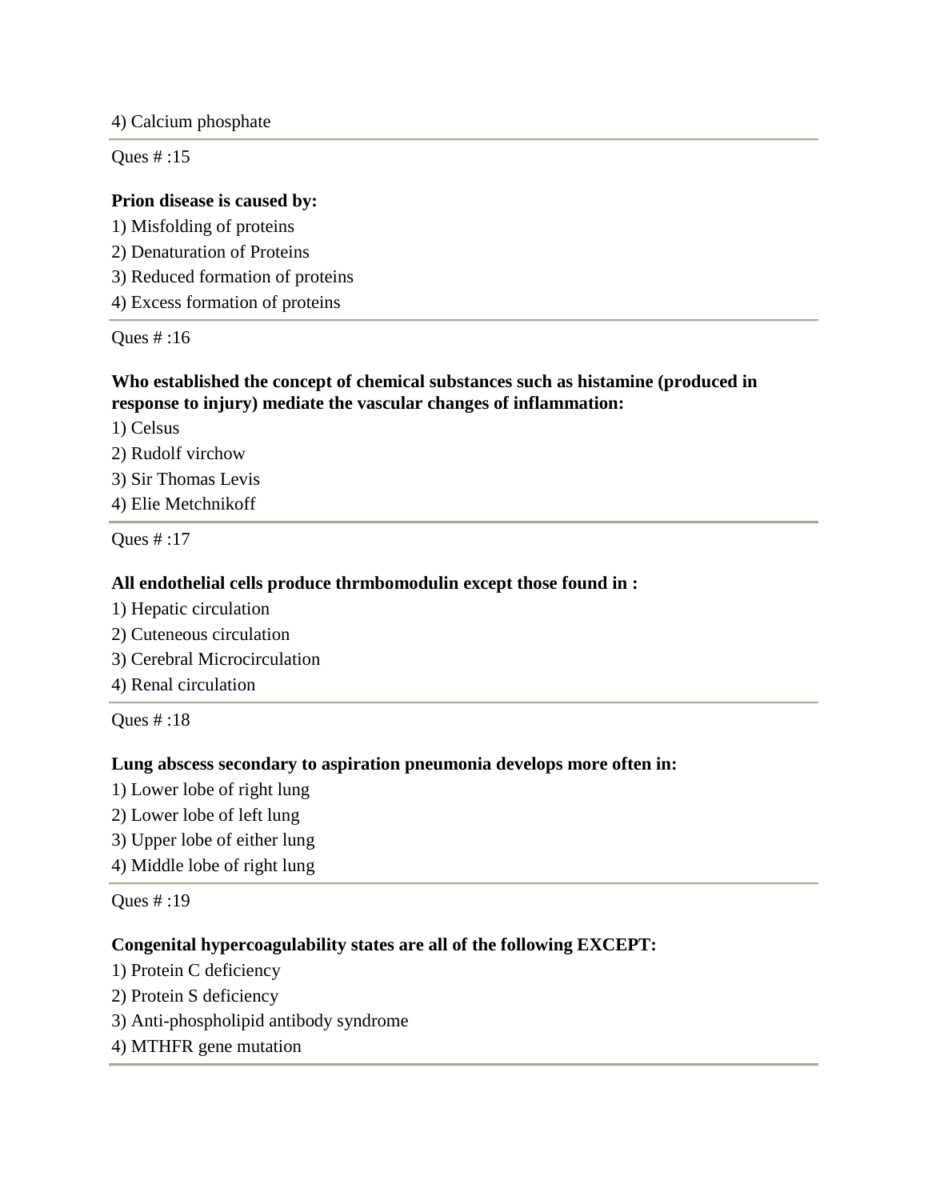4) Calcium phosphate

Ques # :15

**Prion disease is caused by:**

1) Misfolding of proteins
2) Denaturation of Proteins
3) Reduced formation of proteins
4) Excess formation of proteins

Ques # :16

**Who established the concept of chemical substances such as histamine (produced in response to injury) mediate the vascular changes of inflammation:**

1) Celsus
2) Rudolf virchow
3) Sir Thomas Levis
4) Elie Metchnikoff

Ques # :17

**All endothelial cells produce thrmbomodulin except those found in :**

1) Hepatic circulation
2) Cuteneous circulation
3) Cerebral Microcirculation
4) Renal circulation

Ques # :18

**Lung abscess secondary to aspiration pneumonia develops more often in:**

1) Lower lobe of right lung
2) Lower lobe of left lung
3) Upper lobe of either lung
4) Middle lobe of right lung

Ques # :19

**Congenital hypercoagulability states are all of the following EXCEPT:**

1) Protein C deficiency
2) Protein S deficiency
3) Anti-phospholipid antibody syndrome
4) MTHFR gene mutation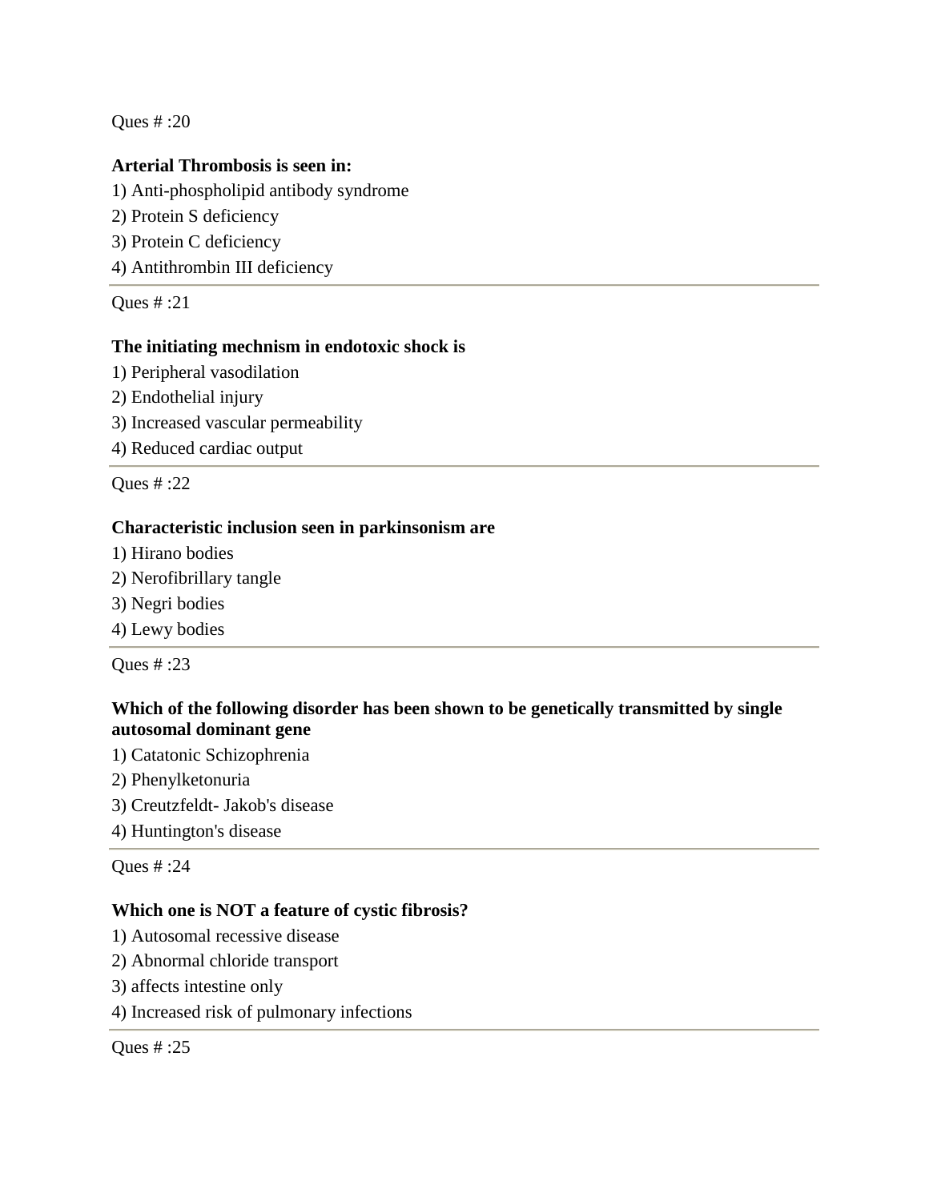Ques # :20

**Arterial Thrombosis is seen in:**

1) Anti-phospholipid antibody syndrome
2) Protein S deficiency
3) Protein C deficiency
4) Antithrombin III deficiency

---

Ques # :21

**The initiating mechnism in endotoxic shock is**

1) Peripheral vasodilation
2) Endothelial injury
3) Increased vascular permeability
4) Reduced cardiac output

---

Ques # :22

**Characteristic inclusion seen in parkinsonism are**

1) Hirano bodies
2) Nerofibrillary tangle
3) Negri bodies
4) Lewy bodies

---

Ques # :23

**Which of the following disorder has been shown to be genetically transmitted by single autosomal dominant gene**

1) Catatonic Schizophrenia
2) Phenylketonuria
3) Creutzfeldt- Jakob's disease
4) Huntington's disease

---

Ques # :24

**Which one is NOT a feature of cystic fibrosis?**

1) Autosomal recessive disease
2) Abnormal chloride transport
3) affects intestine only
4) Increased risk of pulmonary infections

---

Ques # :25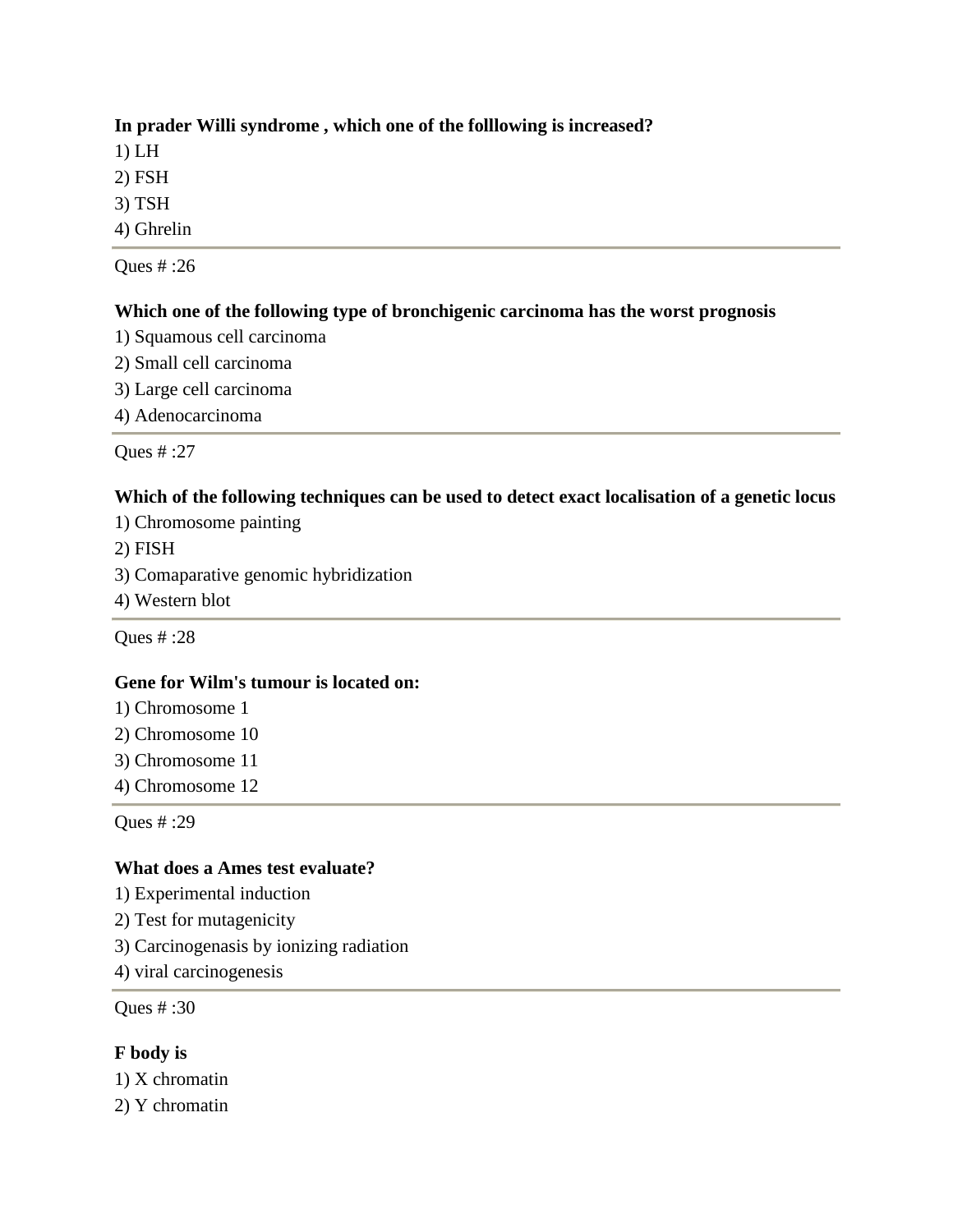**In prader Willi syndrome , which one of the folllowing is increased?**

1) LH
2) FSH
3) TSH
4) Ghrelin

---

Ques # :26

**Which one of the following type of bronchigenic carcinoma has the worst prognosis**

1) Squamous cell carcinoma
2) Small cell carcinoma
3) Large cell carcinoma
4) Adenocarcinoma

---

Ques # :27

**Which of the following techniques can be used to detect exact localisation of a genetic locus**

1) Chromosome painting
2) FISH
3) Comaparative genomic hybridization
4) Western blot

---

Ques # :28

**Gene for Wilm's tumour is located on:**

1) Chromosome 1
2) Chromosome 10
3) Chromosome 11
4) Chromosome 12

---

Ques # :29

**What does a Ames test evaluate?**

1) Experimental induction
2) Test for mutagenicity
3) Carcinogenasis by ionizing radiation
4) viral carcinogenesis

---

Ques # :30

**F body is**

1) X chromatin
2) Y chromatin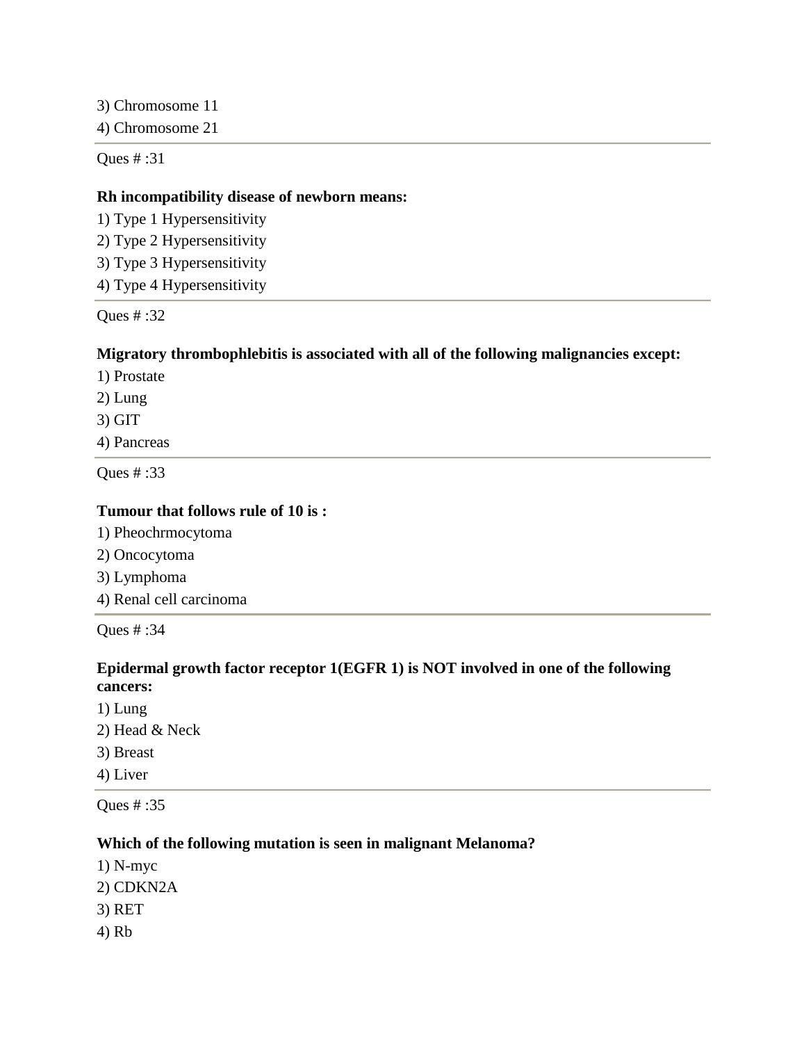3) Chromosome 11

4) Chromosome 21

---

Ques # :31

**Rh incompatibility disease of newborn means:**

1) Type 1 Hypersensitivity

2) Type 2 Hypersensitivity

3) Type 3 Hypersensitivity

4) Type 4 Hypersensitivity

---

Ques # :32

**Migratory thrombophlebitis is associated with all of the following malignancies except:**

1) Prostate

2) Lung

3) GIT

4) Pancreas

---

Ques # :33

**Tumour that follows rule of 10 is :**

1) Pheochrmocytoma

2) Oncocytoma

3) Lymphoma

4) Renal cell carcinoma

---

Ques # :34

**Epidermal growth factor receptor 1(EGFR 1) is NOT involved in one of the following cancers:**

1) Lung

2) Head & Neck

3) Breast

4) Liver

---

Ques # :35

**Which of the following mutation is seen in malignant Melanoma?**

1) N-myc

2) CDKN2A

3) RET

4) Rb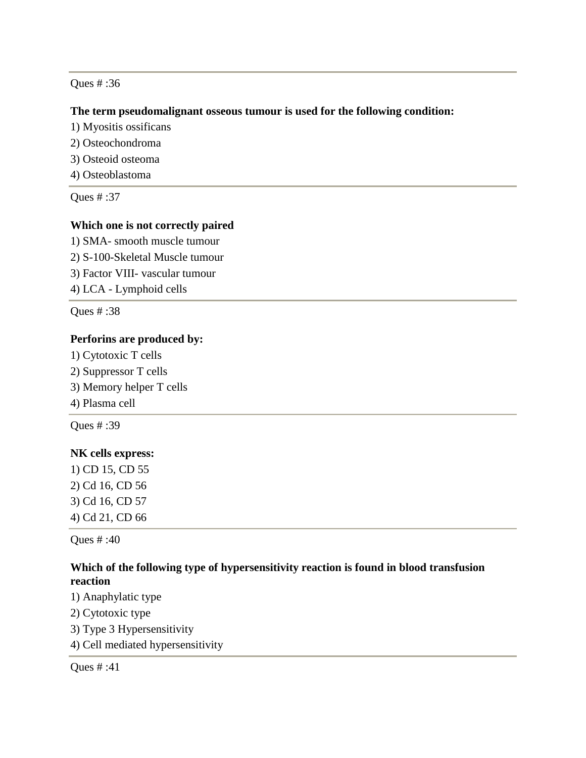Ques # :36

**The term pseudomalignant osseous tumour is used for the following condition:**

1) Myositis ossificans
2) Osteochondroma
3) Osteoid osteoma
4) Osteoblastoma

---

Ques # :37

**Which one is not correctly paired**

1) SMA- smooth muscle tumour
2) S-100-Skeletal Muscle tumour
3) Factor VIII- vascular tumour
4) LCA - Lymphoid cells

---

Ques # :38

**Perforins are produced by:**

1) Cytotoxic T cells
2) Suppressor T cells
3) Memory helper T cells
4) Plasma cell

---

Ques # :39

**NK cells express:**

1) CD 15, CD 55
2) Cd 16, CD 56
3) Cd 16, CD 57
4) Cd 21, CD 66

---

Ques # :40

**Which of the following type of hypersensitivity reaction is found in blood transfusion reaction**

1) Anaphylatic type
2) Cytotoxic type
3) Type 3 Hypersensitivity
4) Cell mediated hypersensitivity

---

Ques # :41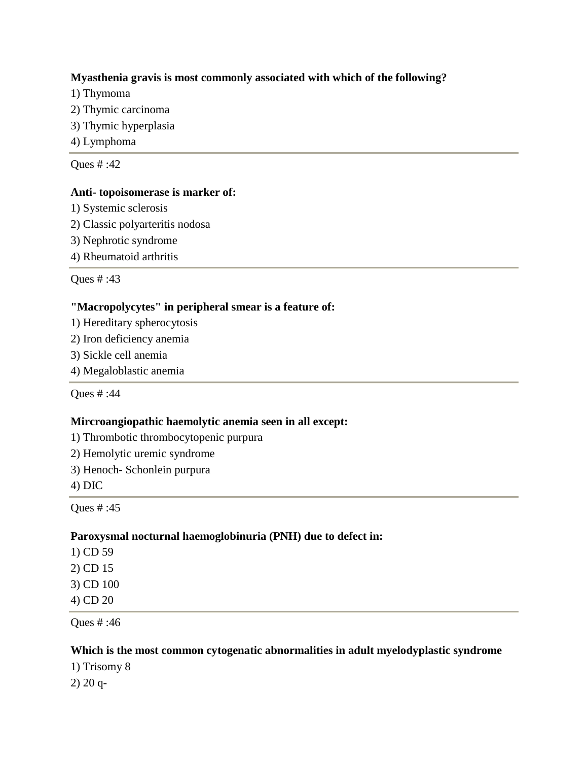**Myasthenia gravis is most commonly associated with which of the following?**

1) Thymoma
2) Thymic carcinoma
3) Thymic hyperplasia
4) Lymphoma

---

Ques # :42

**Anti- topoisomerase is marker of:**

1) Systemic sclerosis
2) Classic polyarteritis nodosa
3) Nephrotic syndrome
4) Rheumatoid arthritis

---

Ques # :43

**"Macropolycytes" in peripheral smear is a feature of:**

1) Hereditary spherocytosis
2) Iron deficiency anemia
3) Sickle cell anemia
4) Megaloblastic anemia

---

Ques # :44

**Mircroangiopathic haemolytic anemia seen in all except:**

1) Thrombotic thrombocytopenic purpura
2) Hemolytic uremic syndrome
3) Henoch- Schonlein purpura
4) DIC

---

Ques # :45

**Paroxysmal nocturnal haemoglobinuria (PNH) due to defect in:**

1) CD 59
2) CD 15
3) CD 100
4) CD 20

---

Ques # :46

**Which is the most common cytogenatic abnormalities in adult myelodyplastic syndrome**

1) Trisomy 8
2) 20 q-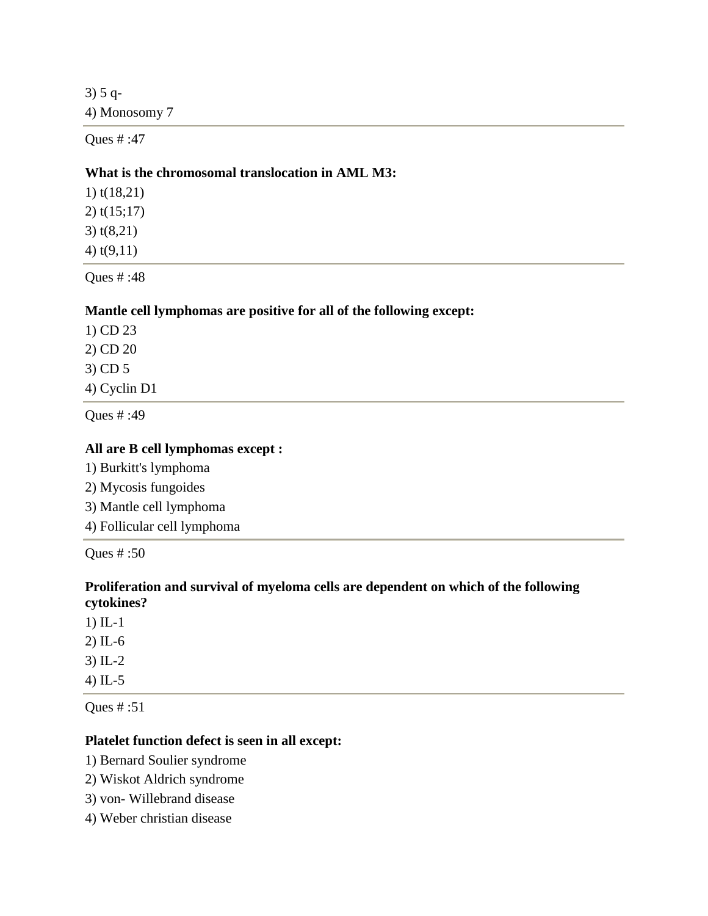3) 5 q-

4) Monosomy 7

---

Ques # :47

**What is the chromosomal translocation in AML M3:**

1) t(18,21)

2) t(15;17)

3) t(8,21)

4) t(9,11)

---

Ques # :48

**Mantle cell lymphomas are positive for all of the following except:**

1) CD 23

2) CD 20

3) CD 5

4) Cyclin D1

---

Ques # :49

**All are B cell lymphomas except :**

1) Burkitt's lymphoma

2) Mycosis fungoides

3) Mantle cell lymphoma

4) Follicular cell lymphoma

---

Ques # :50

**Proliferation and survival of myeloma cells are dependent on which of the following cytokines?**

1) IL-1

2) IL-6

3) IL-2

4) IL-5

---

Ques # :51

**Platelet function defect is seen in all except:**

1) Bernard Soulier syndrome

2) Wiskot Aldrich syndrome

3) von- Willebrand disease

4) Weber christian disease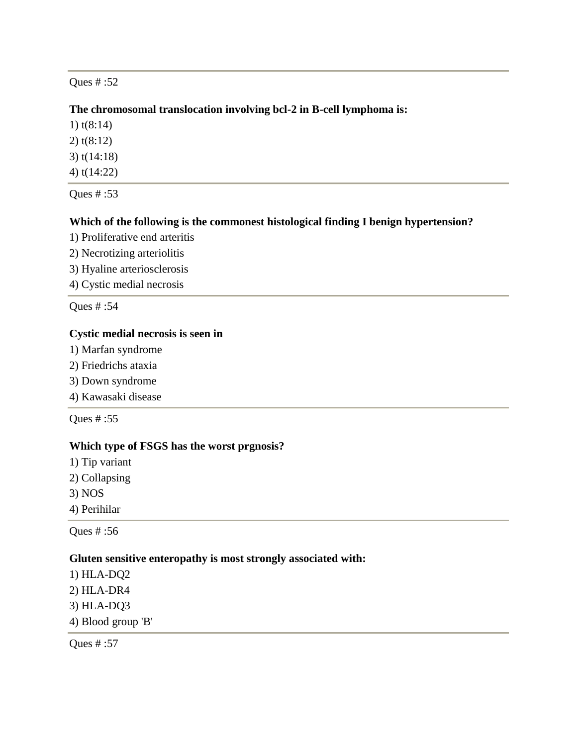Ques # :52

**The chromosomal translocation involving bcl-2 in B-cell lymphoma is:**

1) t(8:14)
2) t(8:12)
3) t(14:18)
4) t(14:22)

---

Ques # :53

**Which of the following is the commonest histological finding I benign hypertension?**

1) Proliferative end arteritis
2) Necrotizing arteriolitis
3) Hyaline arteriosclerosis
4) Cystic medial necrosis

---

Ques # :54

**Cystic medial necrosis is seen in**

1) Marfan syndrome
2) Friedrichs ataxia
3) Down syndrome
4) Kawasaki disease

---

Ques # :55

**Which type of FSGS has the worst prgnosis?**

1) Tip variant
2) Collapsing
3) NOS
4) Perihilar

---

Ques # :56

**Gluten sensitive enteropathy is most strongly associated with:**

1) HLA-DQ2
2) HLA-DR4
3) HLA-DQ3
4) Blood group 'B'

---

Ques # :57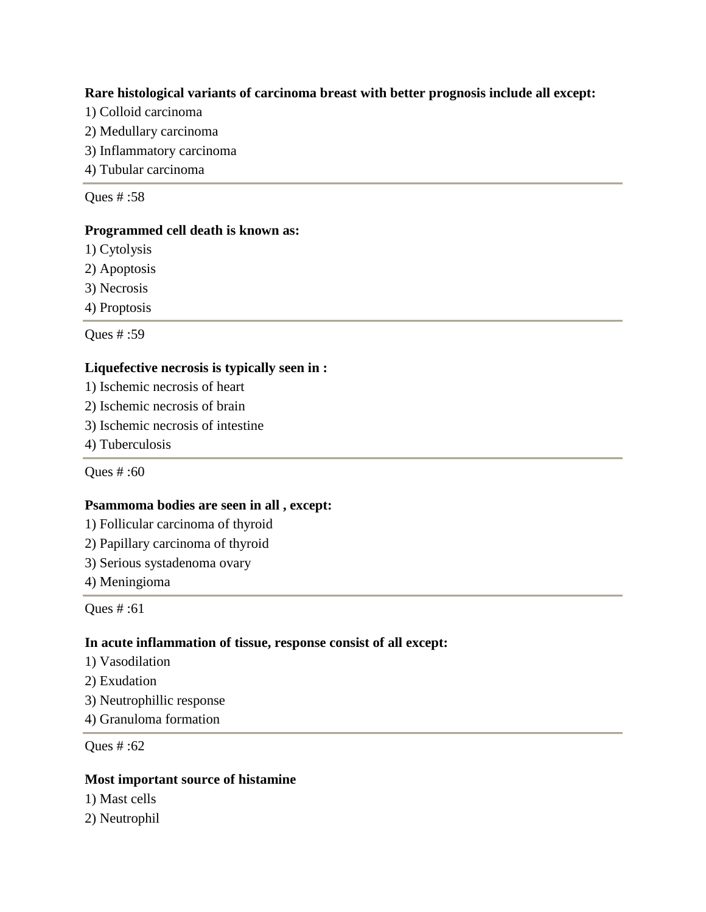**Rare histological variants of carcinoma breast with better prognosis include all except:**

1) Colloid carcinoma
2) Medullary carcinoma
3) Inflammatory carcinoma
4) Tubular carcinoma

---

Ques # :58

**Programmed cell death is known as:**

1) Cytolysis
2) Apoptosis
3) Necrosis
4) Proptosis

---

Ques # :59

**Liquefective necrosis is typically seen in :**

1) Ischemic necrosis of heart
2) Ischemic necrosis of brain
3) Ischemic necrosis of intestine
4) Tuberculosis

---

Ques # :60

**Psammoma bodies are seen in all , except:**

1) Follicular carcinoma of thyroid
2) Papillary carcinoma of thyroid
3) Serious systadenoma ovary
4) Meningioma

---

Ques # :61

**In acute inflammation of tissue, response consist of all except:**

1) Vasodilation
2) Exudation
3) Neutrophillic response
4) Granuloma formation

---

Ques # :62

**Most important source of histamine**

1) Mast cells
2) Neutrophil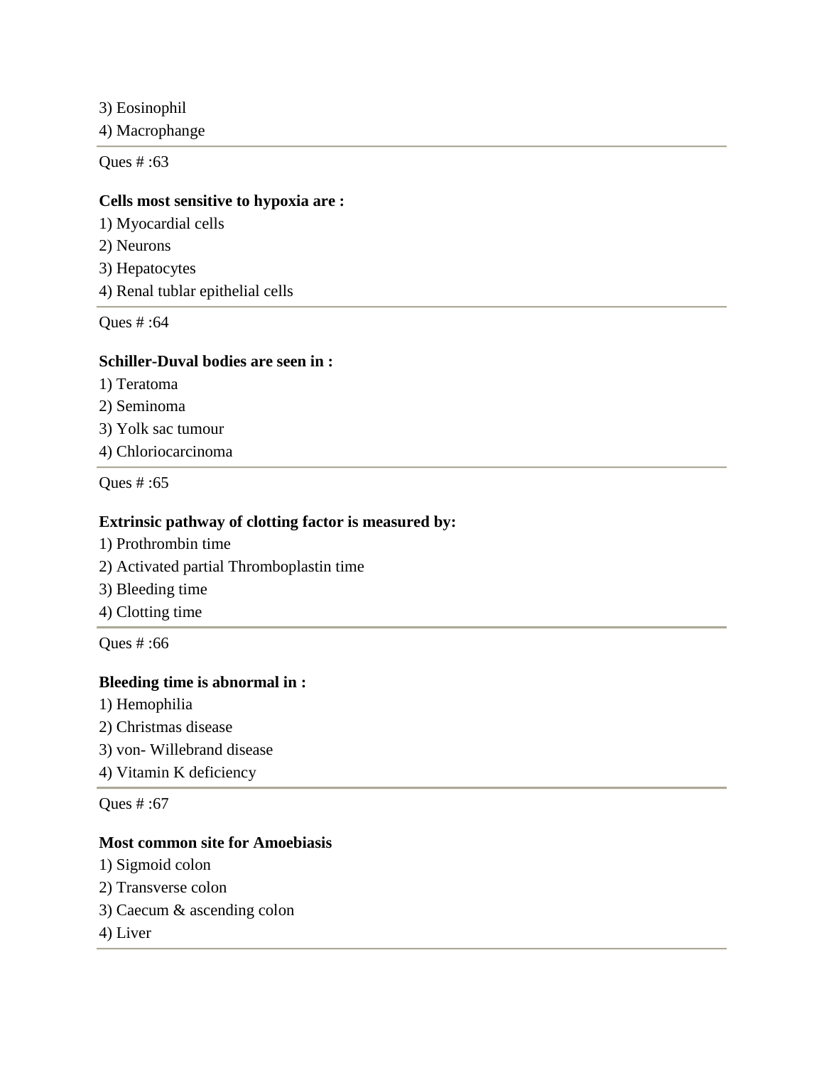3) Eosinophil

4) Macrophange

---

Ques # :63

**Cells most sensitive to hypoxia are :**

1) Myocardial cells

2) Neurons

3) Hepatocytes

4) Renal tublar epithelial cells

---

Ques # :64

**Schiller-Duval bodies are seen in :**

1) Teratoma

2) Seminoma

3) Yolk sac tumour

4) Chloriocarcinoma

---

Ques # :65

**Extrinsic pathway of clotting factor is measured by:**

1) Prothrombin time

2) Activated partial Thromboplastin time

3) Bleeding time

4) Clotting time

---

Ques # :66

**Bleeding time is abnormal in :**

1) Hemophilia

2) Christmas disease

3) von- Willebrand disease

4) Vitamin K deficiency

---

Ques # :67

**Most common site for Amoebiasis**

1) Sigmoid colon

2) Transverse colon

3) Caecum & ascending colon

4) Liver

---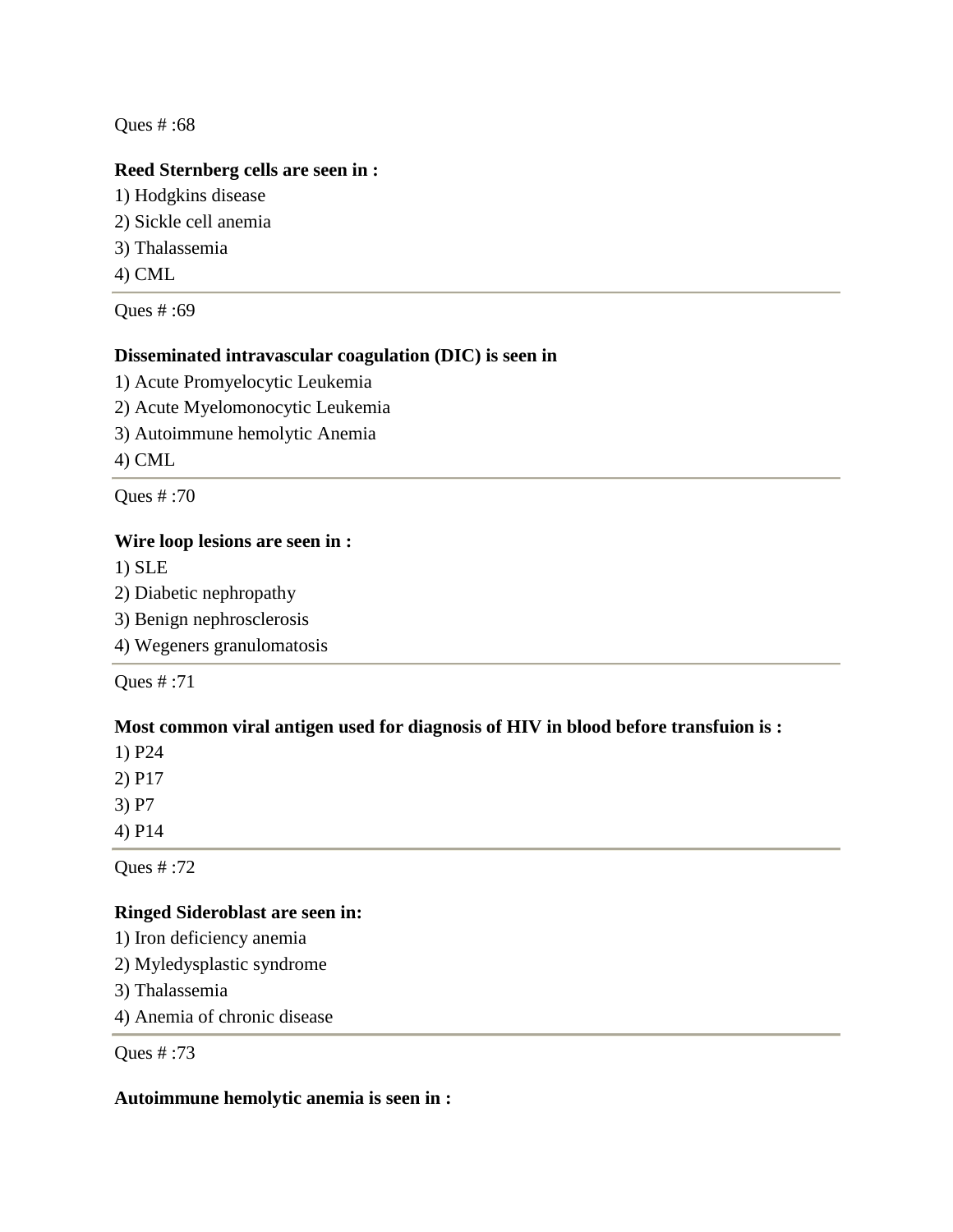Ques # :68

**Reed Sternberg cells are seen in :**

1) Hodgkins disease
2) Sickle cell anemia
3) Thalassemia
4) CML

---

Ques # :69

**Disseminated intravascular coagulation (DIC) is seen in**

1) Acute Promyelocytic Leukemia
2) Acute Myelomonocytic Leukemia
3) Autoimmune hemolytic Anemia
4) CML

---

Ques # :70

**Wire loop lesions are seen in :**

1) SLE
2) Diabetic nephropathy
3) Benign nephrosclerosis
4) Wegeners granulomatosis

---

Ques # :71

**Most common viral antigen used for diagnosis of HIV in blood before transfuion is :**

1) P24
2) P17
3) P7
4) P14

---

Ques # :72

**Ringed Sideroblast are seen in:**

1) Iron deficiency anemia
2) Myledysplastic syndrome
3) Thalassemia
4) Anemia of chronic disease

---

Ques # :73

**Autoimmune hemolytic anemia is seen in :**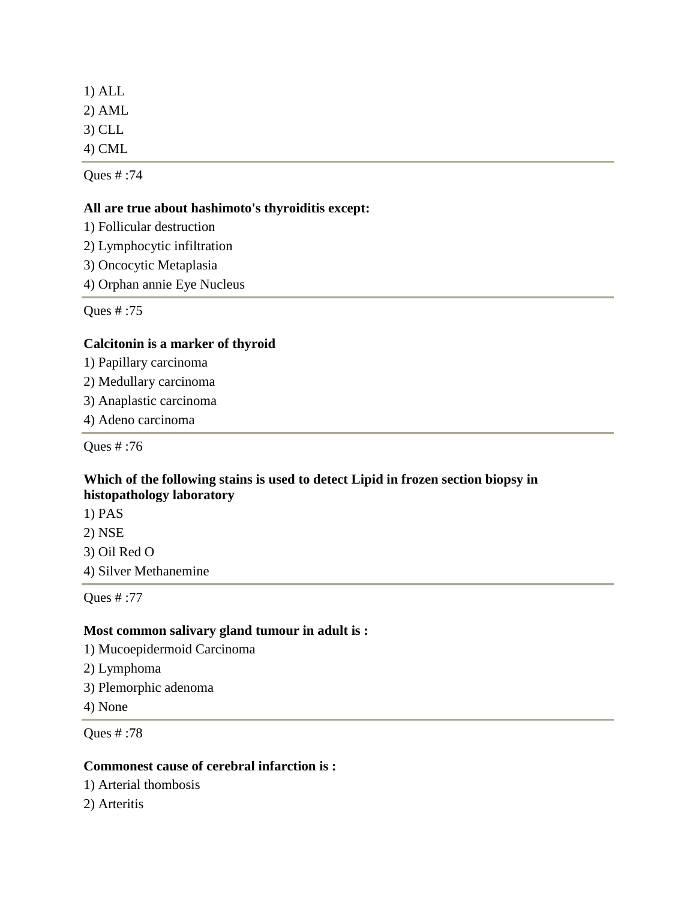1) ALL
2) AML
3) CLL
4) CML

---

Ques # :74

**All are true about hashimoto's thyroiditis except:**

1) Follicular destruction
2) Lymphocytic infiltration
3) Oncocytic Metaplasia
4) Orphan annie Eye Nucleus

---

Ques # :75

**Calcitonin is a marker of thyroid**

1) Papillary carcinoma
2) Medullary carcinoma
3) Anaplastic carcinoma
4) Adeno carcinoma

---

Ques # :76

**Which of the following stains is used to detect Lipid in frozen section biopsy in histopathology laboratory**

1) PAS
2) NSE
3) Oil Red O
4) Silver Methanemine

---

Ques # :77

**Most common salivary gland tumour in adult is :**

1) Mucoepidermoid Carcinoma
2) Lymphoma
3) Plemorphic adenoma
4) None

---

Ques # :78

**Commonest cause of cerebral infarction is :**

1) Arterial thombosis
2) Arteritis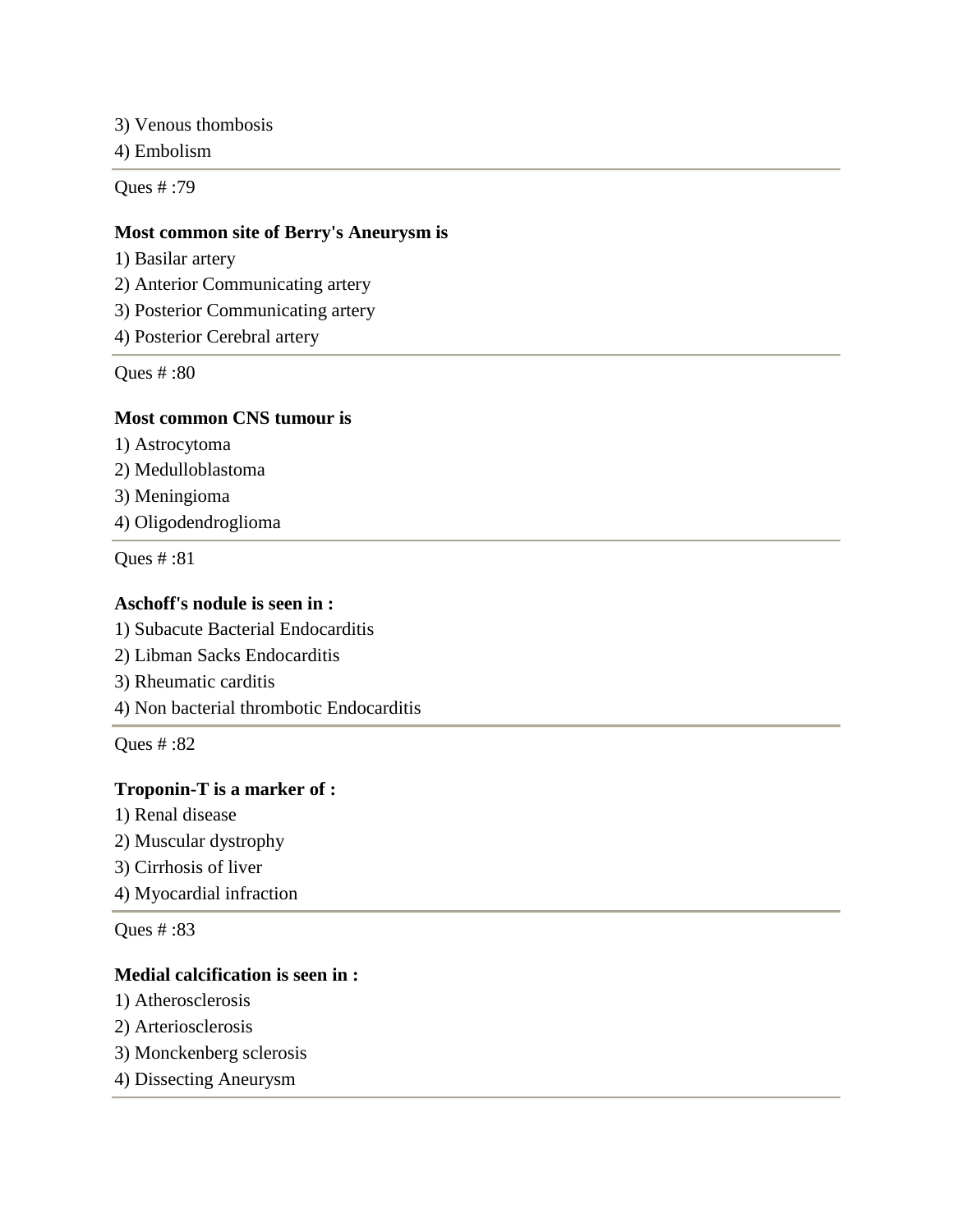3) Venous thombosis

4) Embolism

---

Ques # :79

**Most common site of Berry's Aneurysm is**

1) Basilar artery

2) Anterior Communicating artery

3) Posterior Communicating artery

4) Posterior Cerebral artery

---

Ques # :80

**Most common CNS tumour is**

1) Astrocytoma

2) Medulloblastoma

3) Meningioma

4) Oligodendroglioma

---

Ques # :81

**Aschoff's nodule is seen in :**

1) Subacute Bacterial Endocarditis

2) Libman Sacks Endocarditis

3) Rheumatic carditis

4) Non bacterial thrombotic Endocarditis

---

Ques # :82

**Troponin-T is a marker of :**

1) Renal disease

2) Muscular dystrophy

3) Cirrhosis of liver

4) Myocardial infraction

---

Ques # :83

**Medial calcification is seen in :**

1) Atherosclerosis

2) Arteriosclerosis

3) Monckenberg sclerosis

4) Dissecting Aneurysm

---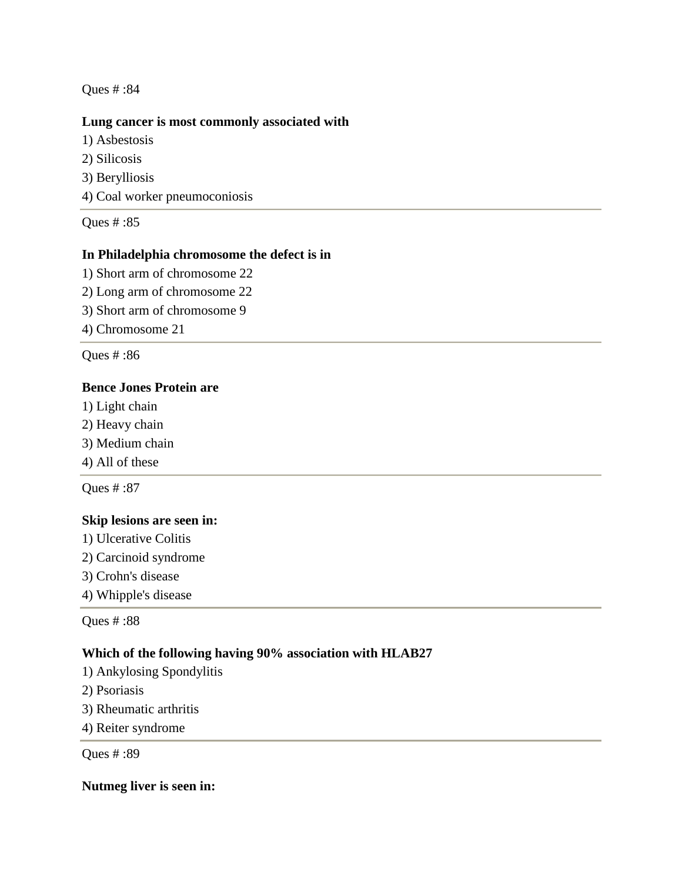Ques # :84

**Lung cancer is most commonly associated with**

1) Asbestosis
2) Silicosis
3) Berylliosis
4) Coal worker pneumoconiosis

---

Ques # :85

**In Philadelphia chromosome the defect is in**

1) Short arm of chromosome 22
2) Long arm of chromosome 22
3) Short arm of chromosome 9
4) Chromosome 21

---

Ques # :86

**Bence Jones Protein are**

1) Light chain
2) Heavy chain
3) Medium chain
4) All of these

---

Ques # :87

**Skip lesions are seen in:**

1) Ulcerative Colitis
2) Carcinoid syndrome
3) Crohn's disease
4) Whipple's disease

---

Ques # :88

**Which of the following having 90% association with HLAB27**

1) Ankylosing Spondylitis
2) Psoriasis
3) Rheumatic arthritis
4) Reiter syndrome

---

Ques # :89

**Nutmeg liver is seen in:**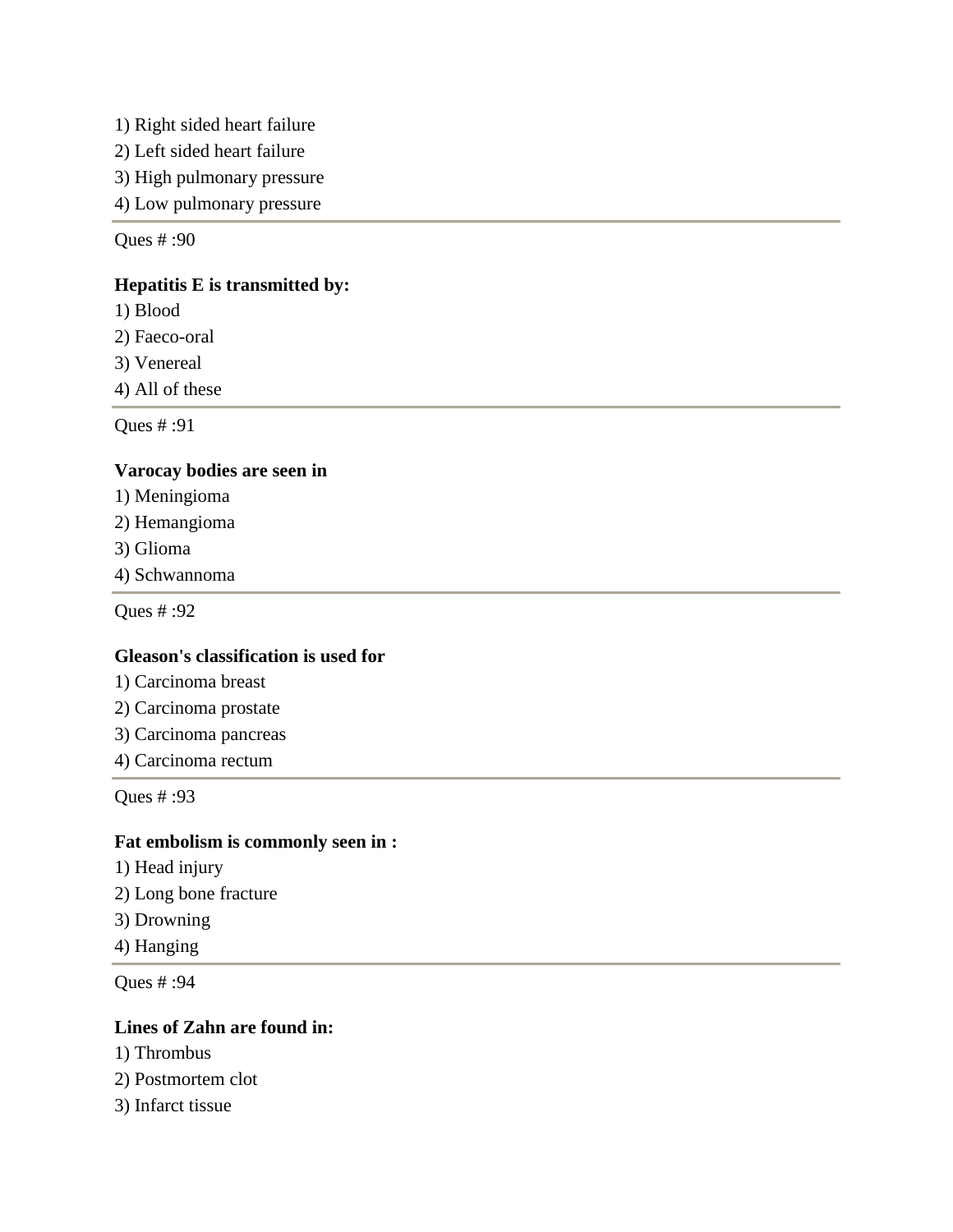1) Right sided heart failure
2) Left sided heart failure
3) High pulmonary pressure
4) Low pulmonary pressure

---

Ques # :90

**Hepatitis E is transmitted by:**
1) Blood
2) Faeco-oral
3) Venereal
4) All of these

---

Ques # :91

**Varocay bodies are seen in**
1) Meningioma
2) Hemangioma
3) Glioma
4) Schwannoma

---

Ques # :92

**Gleason's classification is used for**
1) Carcinoma breast
2) Carcinoma prostate
3) Carcinoma pancreas
4) Carcinoma rectum

---

Ques # :93

**Fat embolism is commonly seen in :**
1) Head injury
2) Long bone fracture
3) Drowning
4) Hanging

---

Ques # :94

**Lines of Zahn are found in:**
1) Thrombus
2) Postmortem clot
3) Infarct tissue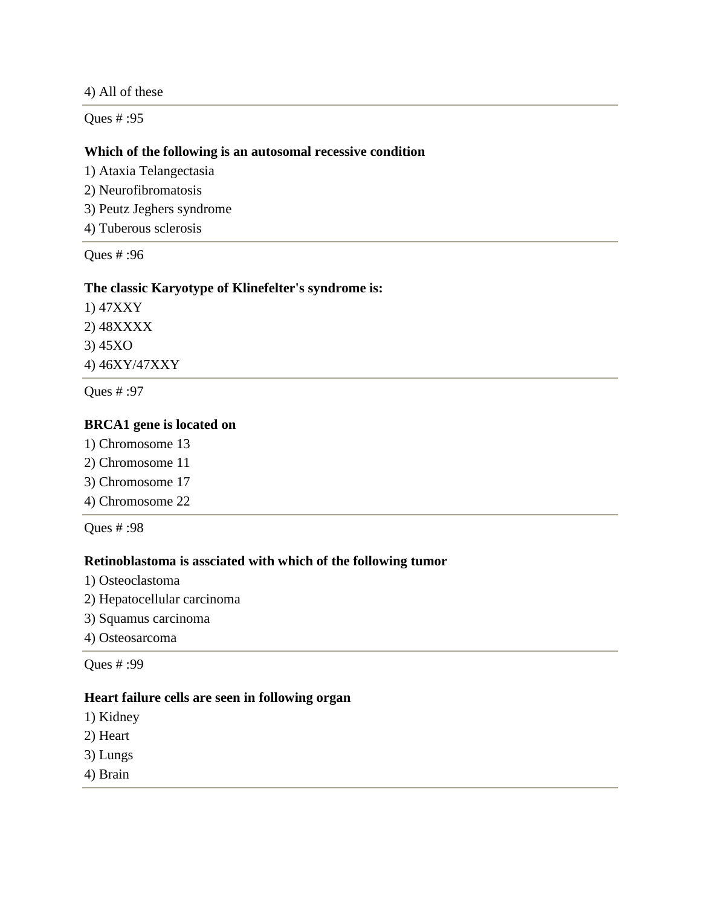4) All of these

---

Ques # :95

**Which of the following is an autosomal recessive condition**

1) Ataxia Telangectasia
2) Neurofibromatosis
3) Peutz Jeghers syndrome
4) Tuberous sclerosis

---

Ques # :96

**The classic Karyotype of Klinefelter's syndrome is:**

1) 47XXY
2) 48XXXX
3) 45XO
4) 46XY/47XXY

---

Ques # :97

**BRCA1 gene is located on**

1) Chromosome 13
2) Chromosome 11
3) Chromosome 17
4) Chromosome 22

---

Ques # :98

**Retinoblastoma is assciated with which of the following tumor**

1) Osteoclastoma
2) Hepatocellular carcinoma
3) Squamus carcinoma
4) Osteosarcoma

---

Ques # :99

**Heart failure cells are seen in following organ**

1) Kidney
2) Heart
3) Lungs
4) Brain

---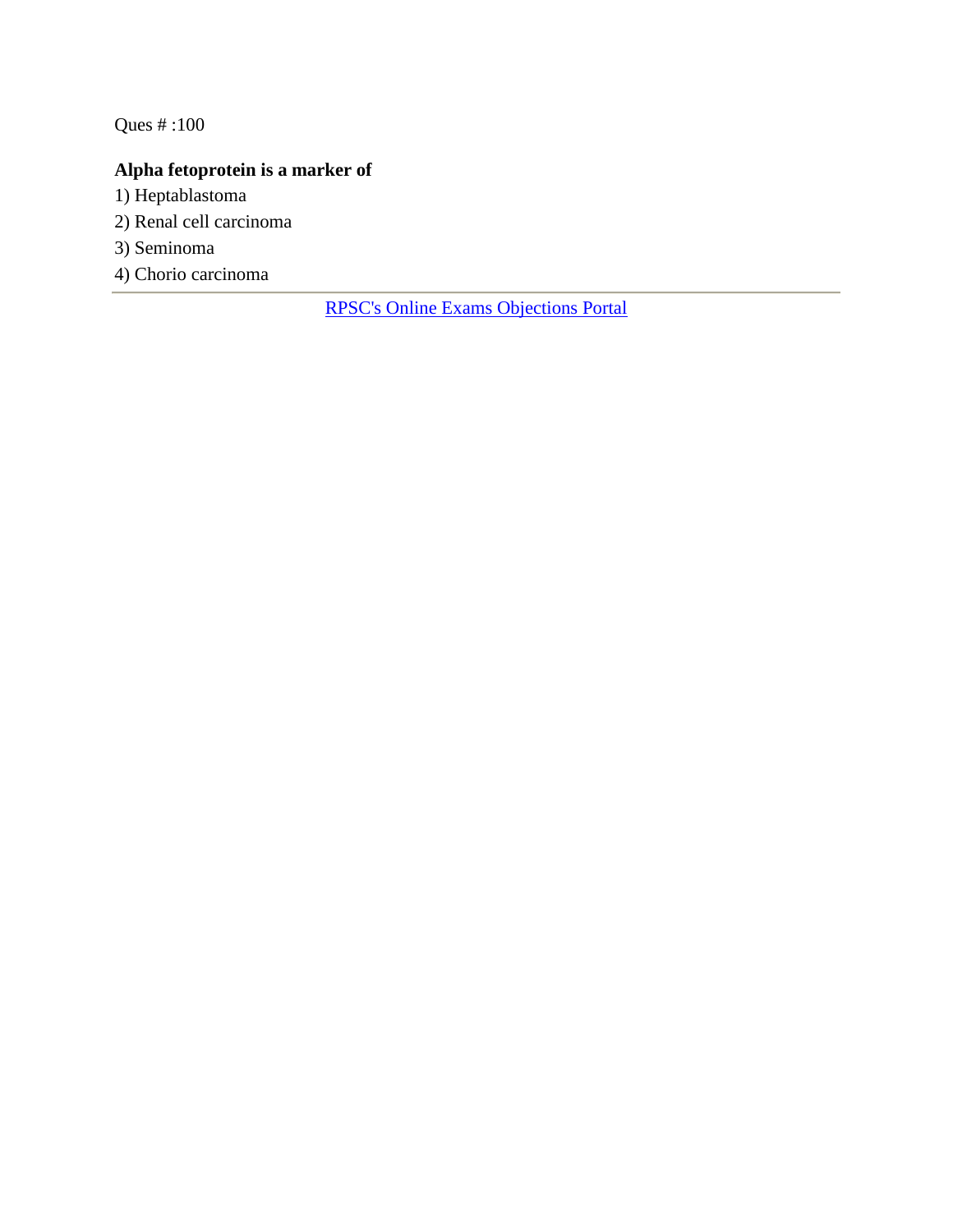Ques # :100

**Alpha fetoprotein is a marker of**

1) Heptablastoma
2) Renal cell carcinoma
3) Seminoma
4) Chorio carcinoma

---

RPSC's Online Exams Objections Portal